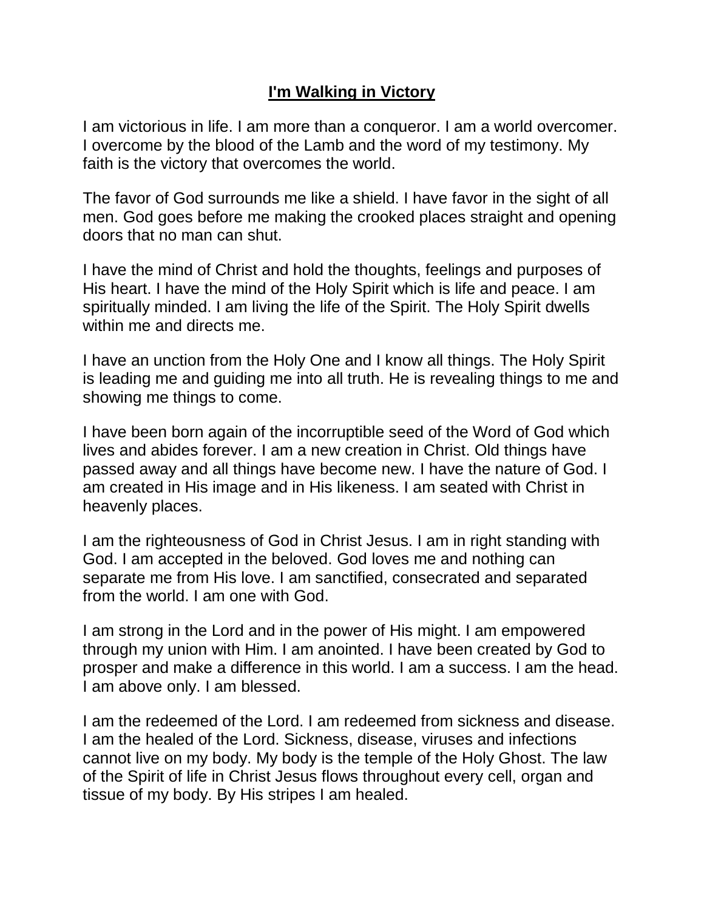# **I'm Walking in Victory**

I am victorious in life. I am more than a conqueror. I am a world overcomer. I overcome by the blood of the Lamb and the word of my testimony. My faith is the victory that overcomes the world.

The favor of God surrounds me like a shield. I have favor in the sight of all men. God goes before me making the crooked places straight and opening doors that no man can shut.

I have the mind of Christ and hold the thoughts, feelings and purposes of His heart. I have the mind of the Holy Spirit which is life and peace. I am spiritually minded. I am living the life of the Spirit. The Holy Spirit dwells within me and directs me.

I have an unction from the Holy One and I know all things. The Holy Spirit is leading me and guiding me into all truth. He is revealing things to me and showing me things to come.

I have been born again of the incorruptible seed of the Word of God which lives and abides forever. I am a new creation in Christ. Old things have passed away and all things have become new. I have the nature of God. I am created in His image and in His likeness. I am seated with Christ in heavenly places.

I am the righteousness of God in Christ Jesus. I am in right standing with God. I am accepted in the beloved. God loves me and nothing can separate me from His love. I am sanctified, consecrated and separated from the world. I am one with God.

I am strong in the Lord and in the power of His might. I am empowered through my union with Him. I am anointed. I have been created by God to prosper and make a difference in this world. I am a success. I am the head. I am above only. I am blessed.

I am the redeemed of the Lord. I am redeemed from sickness and disease. I am the healed of the Lord. Sickness, disease, viruses and infections cannot live on my body. My body is the temple of the Holy Ghost. The law of the Spirit of life in Christ Jesus flows throughout every cell, organ and tissue of my body. By His stripes I am healed.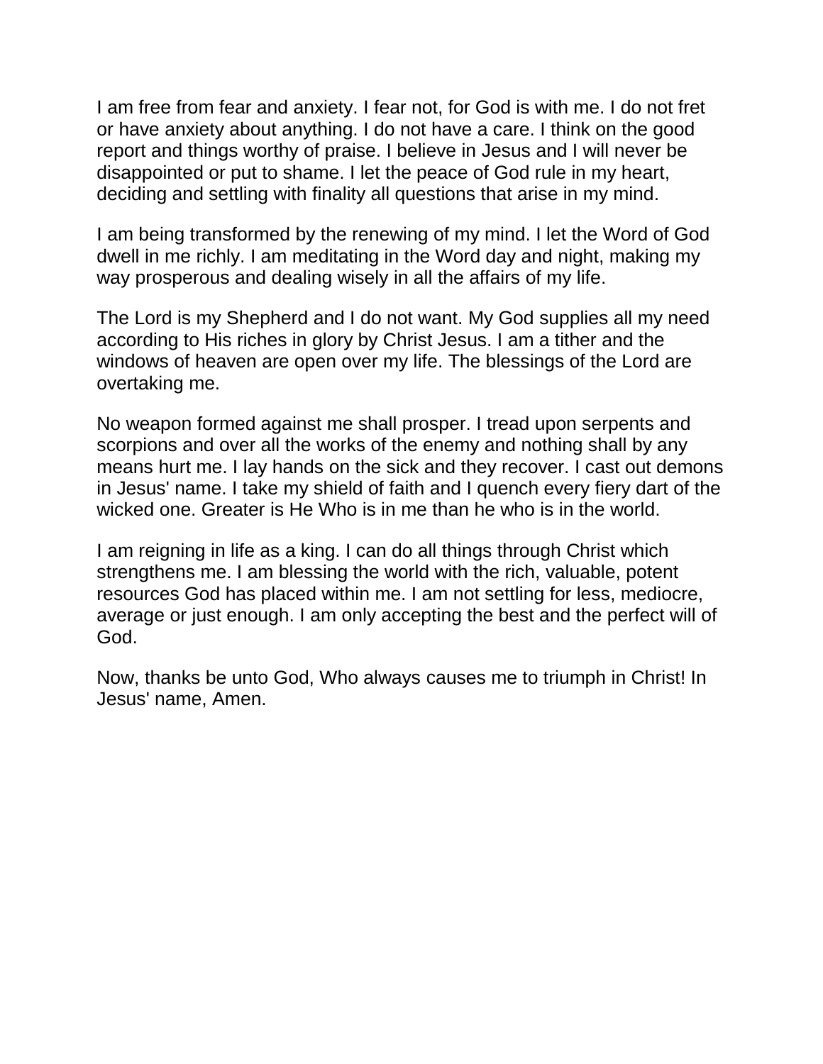I am free from fear and anxiety. I fear not, for God is with me. I do not fret or have anxiety about anything. I do not have a care. I think on the good report and things worthy of praise. I believe in Jesus and I will never be disappointed or put to shame. I let the peace of God rule in my heart, deciding and settling with finality all questions that arise in my mind.

I am being transformed by the renewing of my mind. I let the Word of God dwell in me richly. I am meditating in the Word day and night, making my way prosperous and dealing wisely in all the affairs of my life.

The Lord is my Shepherd and I do not want. My God supplies all my need according to His riches in glory by Christ Jesus. I am a tither and the windows of heaven are open over my life. The blessings of the Lord are overtaking me.

No weapon formed against me shall prosper. I tread upon serpents and scorpions and over all the works of the enemy and nothing shall by any means hurt me. I lay hands on the sick and they recover. I cast out demons in Jesus' name. I take my shield of faith and I quench every fiery dart of the wicked one. Greater is He Who is in me than he who is in the world.

I am reigning in life as a king. I can do all things through Christ which strengthens me. I am blessing the world with the rich, valuable, potent resources God has placed within me. I am not settling for less, mediocre, average or just enough. I am only accepting the best and the perfect will of God.

Now, thanks be unto God, Who always causes me to triumph in Christ! In Jesus' name, Amen.